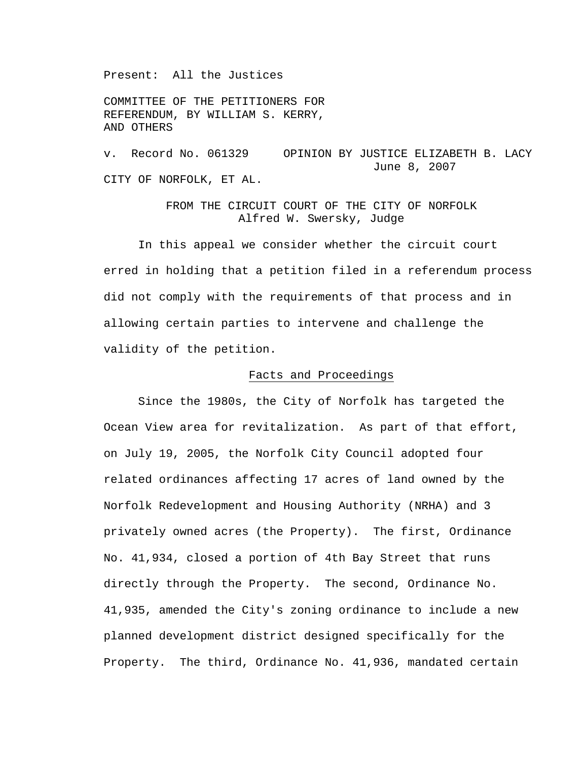Present: All the Justices

COMMITTEE OF THE PETITIONERS FOR
REFERENDUM, BY WILLIAM S. KERRY,
AND OTHERS

v. Record No. 061329 OPINION BY JUSTICE ELIZABETH B. LACY
June 8, 2007

CITY OF NORFOLK, ET AL.

FROM THE CIRCUIT COURT OF THE CITY OF NORFOLK
Alfred W. Swersky, Judge

In this appeal we consider whether the circuit court erred in holding that a petition filed in a referendum process did not comply with the requirements of that process and in allowing certain parties to intervene and challenge the validity of the petition.

## Facts and Proceedings

Since the 1980s, the City of Norfolk has targeted the Ocean View area for revitalization. As part of that effort, on July 19, 2005, the Norfolk City Council adopted four related ordinances affecting 17 acres of land owned by the Norfolk Redevelopment and Housing Authority (NRHA) and 3 privately owned acres (the Property). The first, Ordinance No. 41,934, closed a portion of 4th Bay Street that runs directly through the Property. The second, Ordinance No. 41,935, amended the City's zoning ordinance to include a new planned development district designed specifically for the Property. The third, Ordinance No. 41,936, mandated certain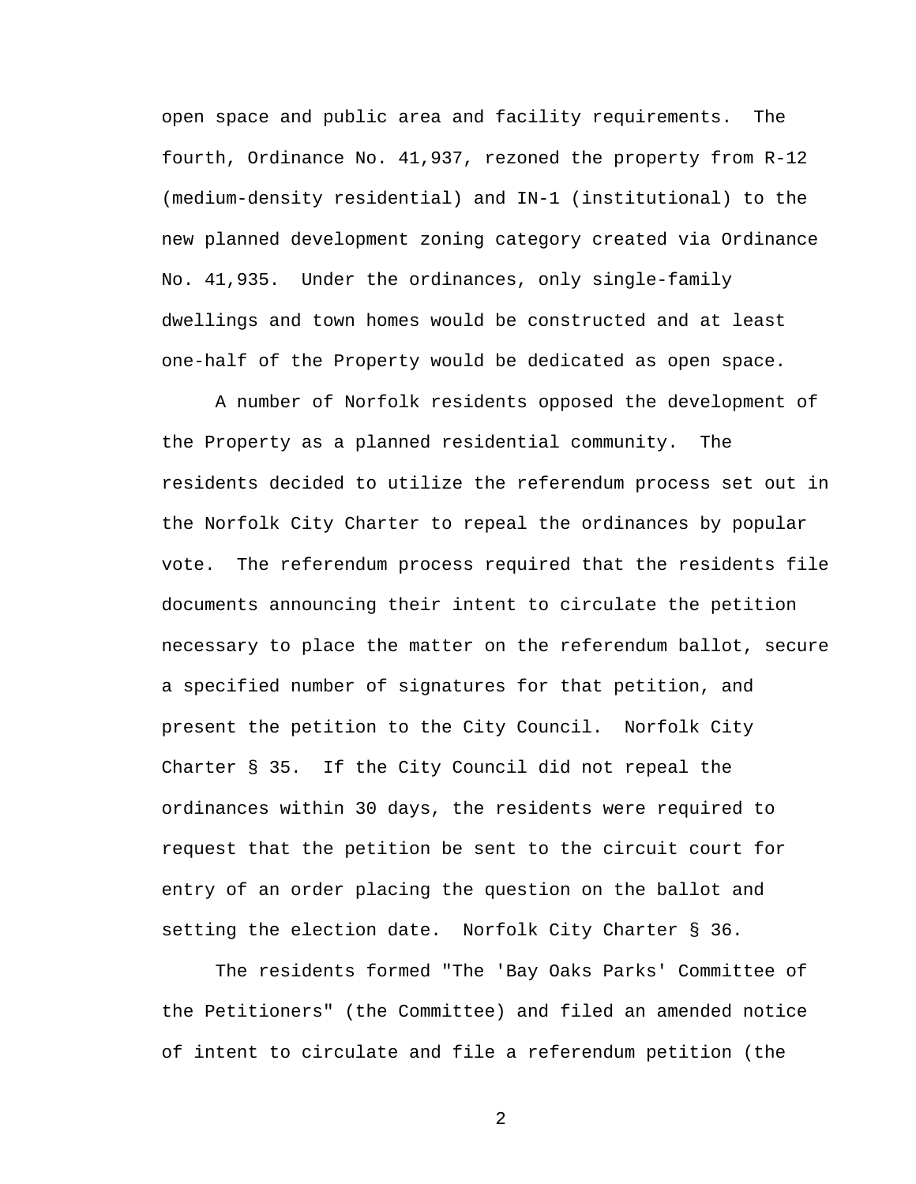open space and public area and facility requirements. The fourth, Ordinance No. 41,937, rezoned the property from R-12 (medium-density residential) and IN-1 (institutional) to the new planned development zoning category created via Ordinance No. 41,935. Under the ordinances, only single-family dwellings and town homes would be constructed and at least one-half of the Property would be dedicated as open space.

A number of Norfolk residents opposed the development of the Property as a planned residential community. The residents decided to utilize the referendum process set out in the Norfolk City Charter to repeal the ordinances by popular vote. The referendum process required that the residents file documents announcing their intent to circulate the petition necessary to place the matter on the referendum ballot, secure a specified number of signatures for that petition, and present the petition to the City Council. Norfolk City Charter § 35. If the City Council did not repeal the ordinances within 30 days, the residents were required to request that the petition be sent to the circuit court for entry of an order placing the question on the ballot and setting the election date. Norfolk City Charter § 36.

The residents formed "The 'Bay Oaks Parks' Committee of the Petitioners" (the Committee) and filed an amended notice of intent to circulate and file a referendum petition (the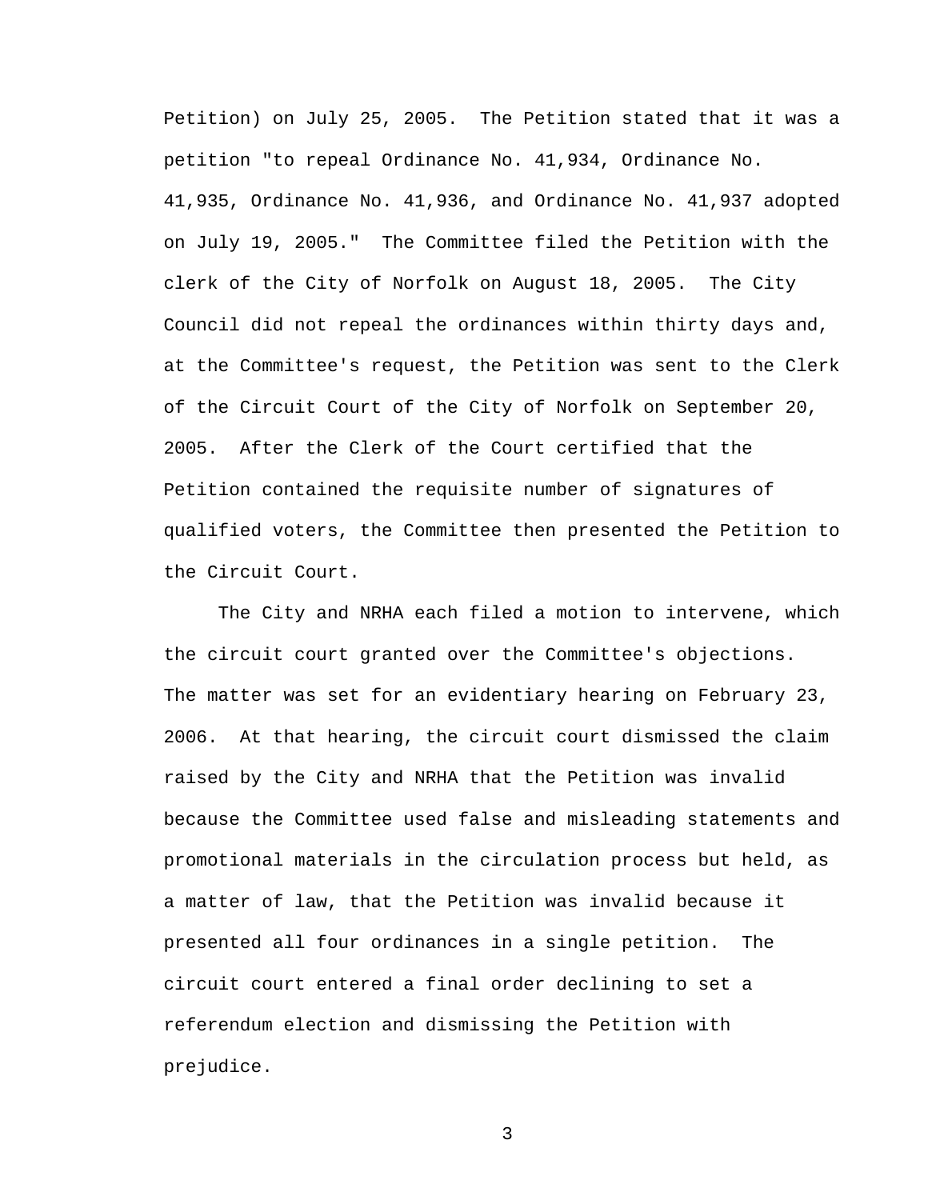Petition) on July 25, 2005. The Petition stated that it was a petition "to repeal Ordinance No. 41,934, Ordinance No. 41,935, Ordinance No. 41,936, and Ordinance No. 41,937 adopted on July 19, 2005." The Committee filed the Petition with the clerk of the City of Norfolk on August 18, 2005. The City Council did not repeal the ordinances within thirty days and, at the Committee's request, the Petition was sent to the Clerk of the Circuit Court of the City of Norfolk on September 20, 2005. After the Clerk of the Court certified that the Petition contained the requisite number of signatures of qualified voters, the Committee then presented the Petition to the Circuit Court.

The City and NRHA each filed a motion to intervene, which the circuit court granted over the Committee's objections. The matter was set for an evidentiary hearing on February 23, 2006. At that hearing, the circuit court dismissed the claim raised by the City and NRHA that the Petition was invalid because the Committee used false and misleading statements and promotional materials in the circulation process but held, as a matter of law, that the Petition was invalid because it presented all four ordinances in a single petition. The circuit court entered a final order declining to set a referendum election and dismissing the Petition with prejudice.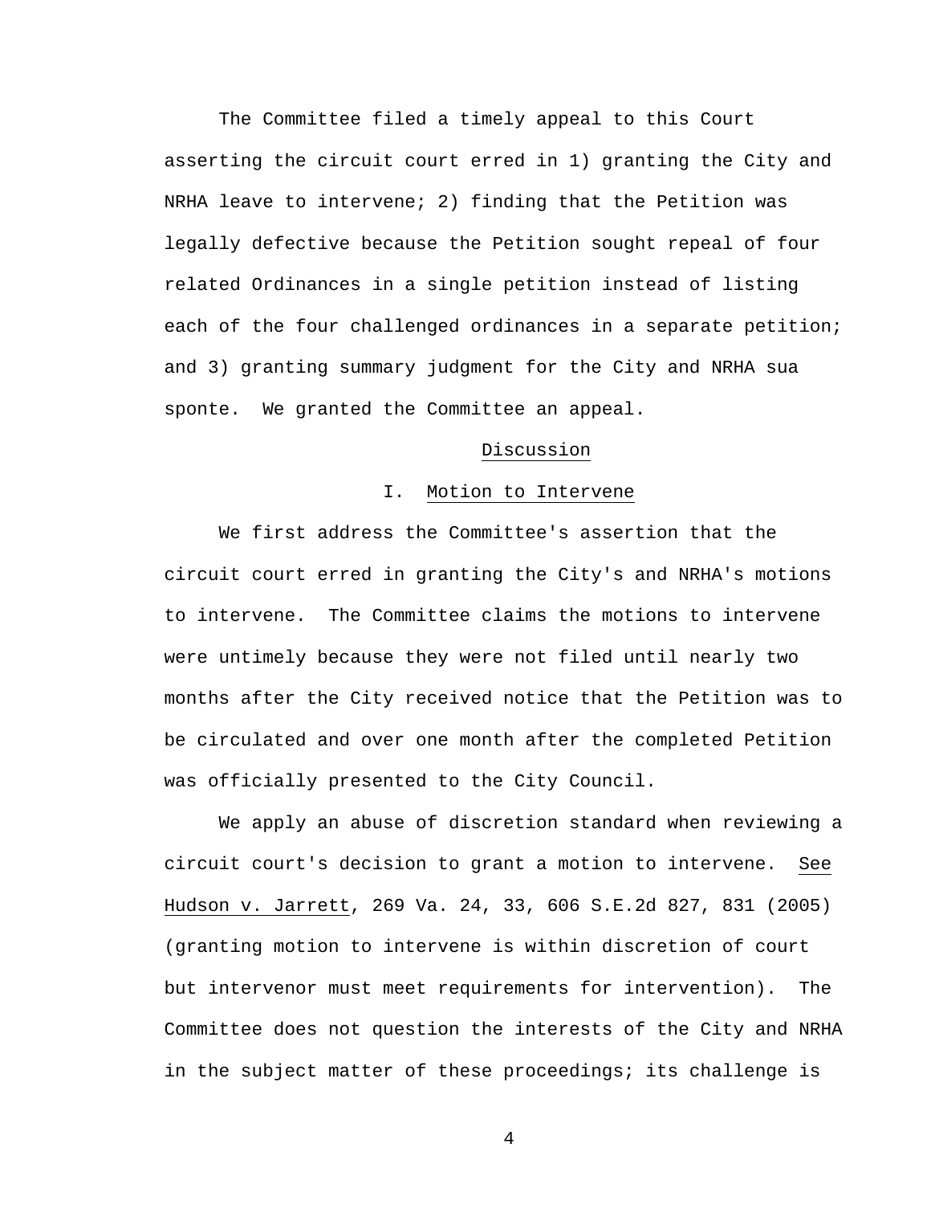The Committee filed a timely appeal to this Court asserting the circuit court erred in 1) granting the City and NRHA leave to intervene; 2) finding that the Petition was legally defective because the Petition sought repeal of four related Ordinances in a single petition instead of listing each of the four challenged ordinances in a separate petition; and 3) granting summary judgment for the City and NRHA sua sponte. We granted the Committee an appeal.

## Discussion

### I. Motion to Intervene

We first address the Committee's assertion that the circuit court erred in granting the City's and NRHA's motions to intervene. The Committee claims the motions to intervene were untimely because they were not filed until nearly two months after the City received notice that the Petition was to be circulated and over one month after the completed Petition was officially presented to the City Council.

We apply an abuse of discretion standard when reviewing a circuit court's decision to grant a motion to intervene. See Hudson v. Jarrett, 269 Va. 24, 33, 606 S.E.2d 827, 831 (2005) (granting motion to intervene is within discretion of court but intervenor must meet requirements for intervention). The Committee does not question the interests of the City and NRHA in the subject matter of these proceedings; its challenge is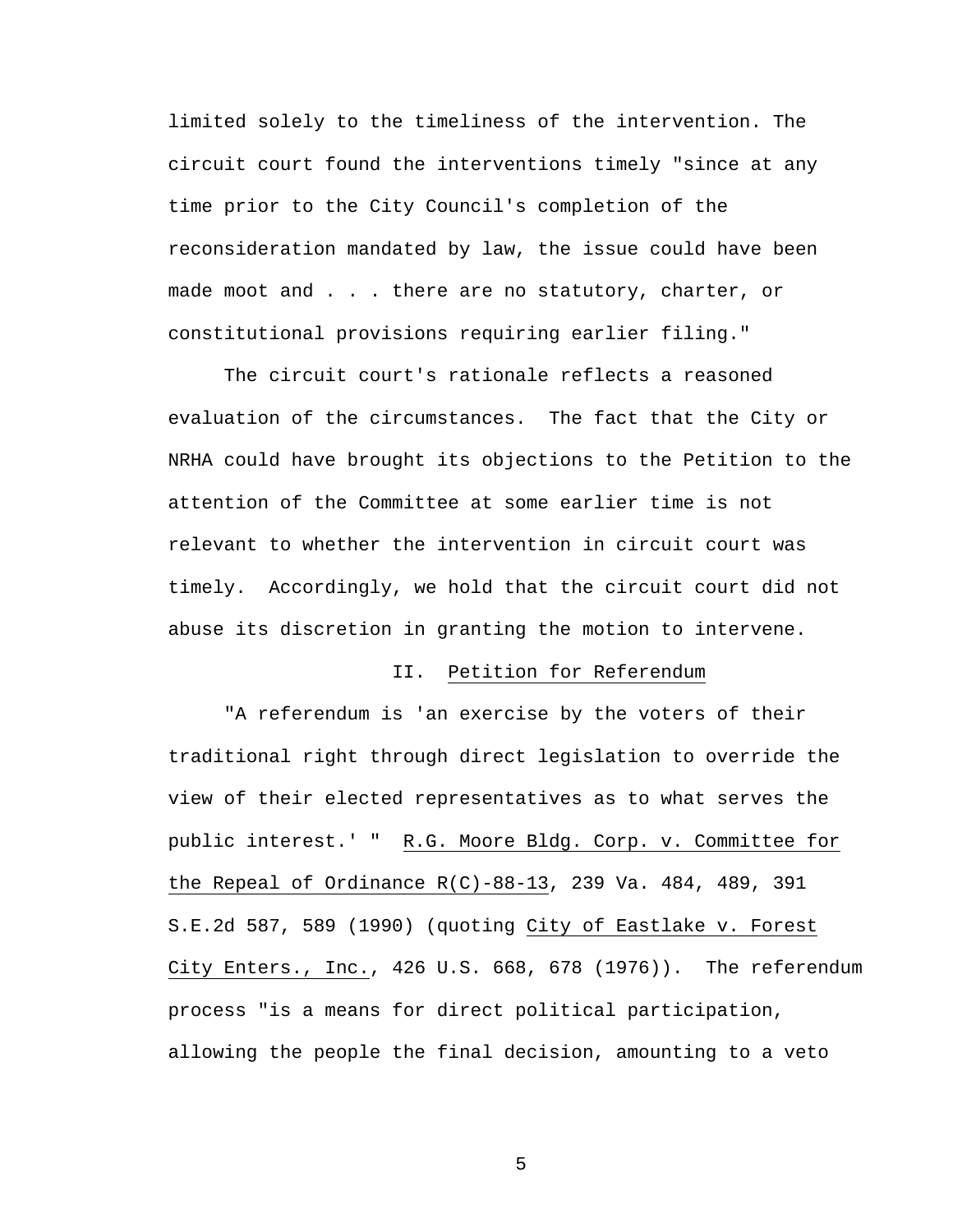limited solely to the timeliness of the intervention. The circuit court found the interventions timely "since at any time prior to the City Council's completion of the reconsideration mandated by law, the issue could have been made moot and . . . there are no statutory, charter, or constitutional provisions requiring earlier filing."

The circuit court's rationale reflects a reasoned evaluation of the circumstances. The fact that the City or NRHA could have brought its objections to the Petition to the attention of the Committee at some earlier time is not relevant to whether the intervention in circuit court was timely. Accordingly, we hold that the circuit court did not abuse its discretion in granting the motion to intervene.

## II. Petition for Referendum

"A referendum is 'an exercise by the voters of their traditional right through direct legislation to override the view of their elected representatives as to what serves the public interest.' " R.G. Moore Bldg. Corp. v. Committee for the Repeal of Ordinance R(C)-88-13, 239 Va. 484, 489, 391 S.E.2d 587, 589 (1990) (quoting City of Eastlake v. Forest City Enters., Inc., 426 U.S. 668, 678 (1976)). The referendum process "is a means for direct political participation, allowing the people the final decision, amounting to a veto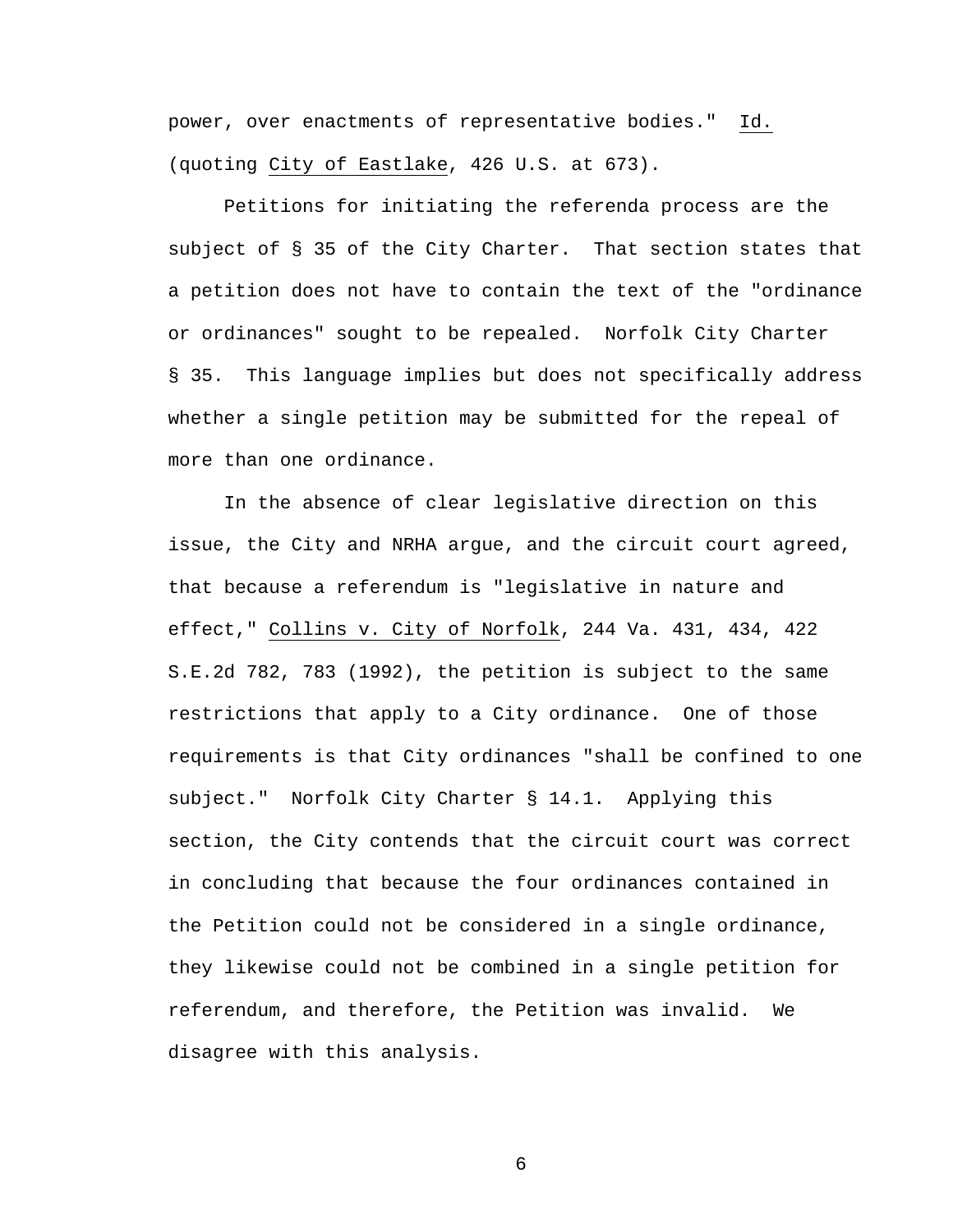power, over enactments of representative bodies." Id. (quoting City of Eastlake, 426 U.S. at 673).

Petitions for initiating the referenda process are the subject of § 35 of the City Charter. That section states that a petition does not have to contain the text of the "ordinance or ordinances" sought to be repealed. Norfolk City Charter § 35. This language implies but does not specifically address whether a single petition may be submitted for the repeal of more than one ordinance.

In the absence of clear legislative direction on this issue, the City and NRHA argue, and the circuit court agreed, that because a referendum is "legislative in nature and effect," Collins v. City of Norfolk, 244 Va. 431, 434, 422 S.E.2d 782, 783 (1992), the petition is subject to the same restrictions that apply to a City ordinance. One of those requirements is that City ordinances "shall be confined to one subject." Norfolk City Charter § 14.1. Applying this section, the City contends that the circuit court was correct in concluding that because the four ordinances contained in the Petition could not be considered in a single ordinance, they likewise could not be combined in a single petition for referendum, and therefore, the Petition was invalid. We disagree with this analysis.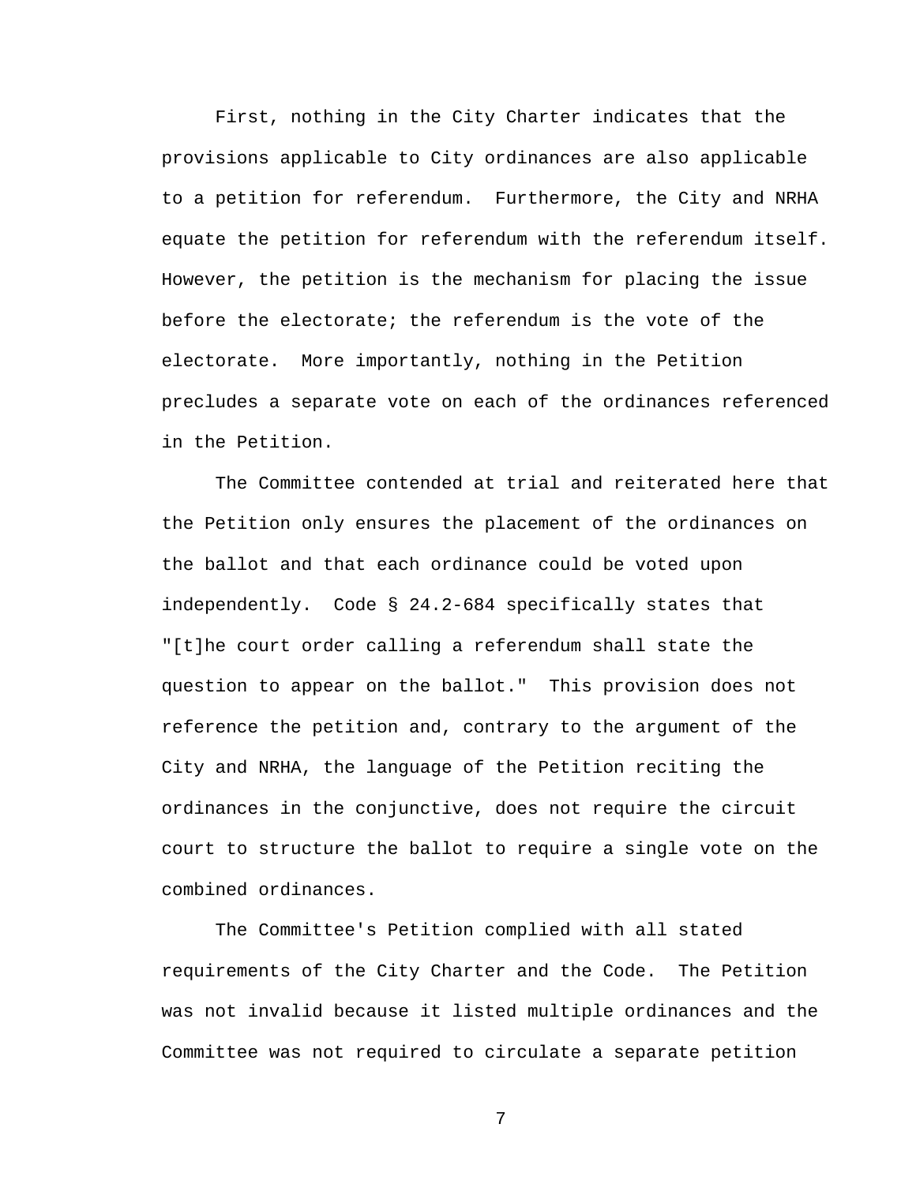First, nothing in the City Charter indicates that the provisions applicable to City ordinances are also applicable to a petition for referendum. Furthermore, the City and NRHA equate the petition for referendum with the referendum itself. However, the petition is the mechanism for placing the issue before the electorate; the referendum is the vote of the electorate. More importantly, nothing in the Petition precludes a separate vote on each of the ordinances referenced in the Petition.

The Committee contended at trial and reiterated here that the Petition only ensures the placement of the ordinances on the ballot and that each ordinance could be voted upon independently. Code § 24.2-684 specifically states that "[t]he court order calling a referendum shall state the question to appear on the ballot." This provision does not reference the petition and, contrary to the argument of the City and NRHA, the language of the Petition reciting the ordinances in the conjunctive, does not require the circuit court to structure the ballot to require a single vote on the combined ordinances.

The Committee's Petition complied with all stated requirements of the City Charter and the Code. The Petition was not invalid because it listed multiple ordinances and the Committee was not required to circulate a separate petition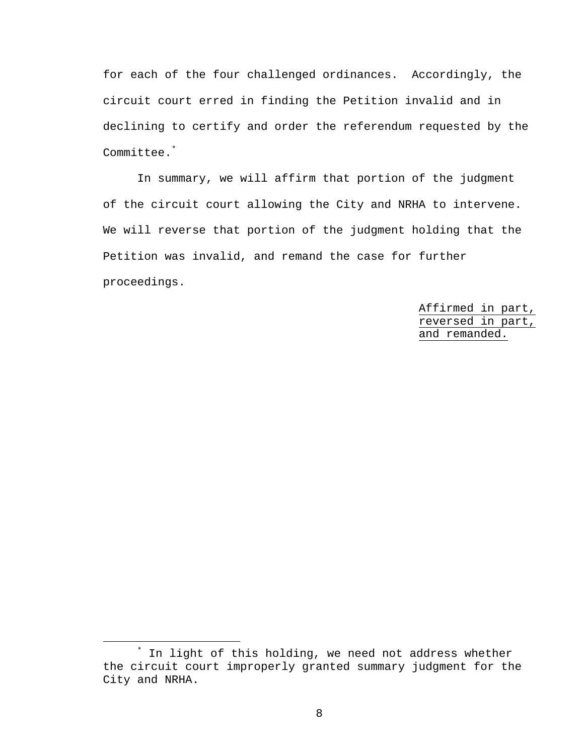for each of the four challenged ordinances. Accordingly, the circuit court erred in finding the Petition invalid and in declining to certify and order the referendum requested by the Committee.[*]

In summary, we will affirm that portion of the judgment of the circuit court allowing the City and NRHA to intervene. We will reverse that portion of the judgment holding that the Petition was invalid, and remand the case for further proceedings.

<u>Affirmed in part,</u>
<u>reversed in part,</u>
<u>and remanded.</u>

---

[*] In light of this holding, we need not address whether the circuit court improperly granted summary judgment for the City and NRHA.